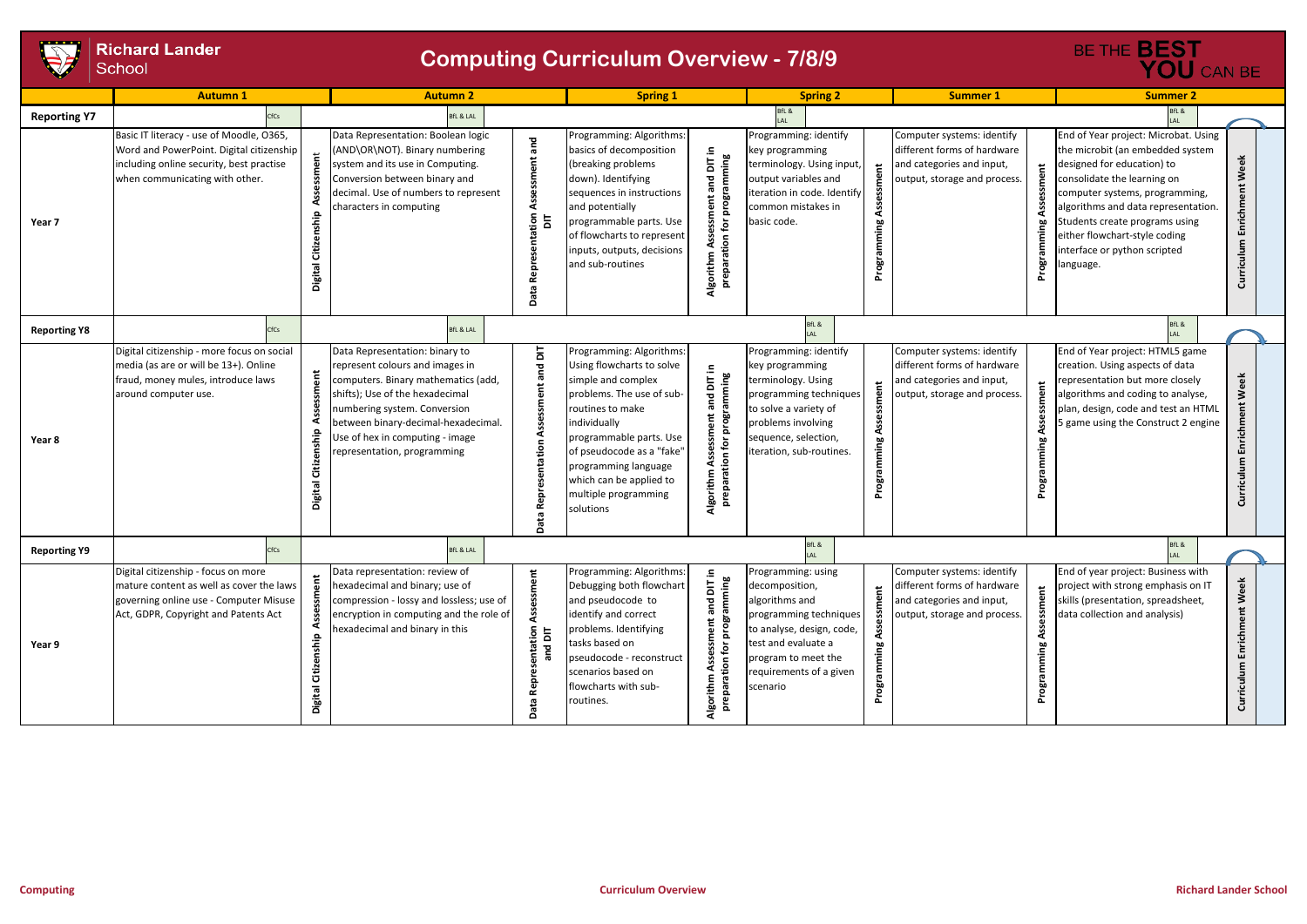# Richard Lander School

## Computing Curriculum Overview - 7/8/9

BE THE BEST YOU CAN BE

| | Autumn 1 | | Autumn 2 | | Spring 1 | | Spring 2 | | Summer 1 | | Summer 2 | |
|---|---|---|---|---|---|---|---|---|---|---|---|---|
| **Reporting Y7** | CfCs | | BfL & LAL | | | | BfL & LAL | | | | BfL & LAL | |
| **Year 7** | Basic IT literacy - use of Moodle, O365, Word and PowerPoint. Digital citizenship including online security, best practise when communicating with other. | Digital Citizenship Assessment | Data Representation: Boolean logic (AND\OR\NOT). Binary numbering system and its use in Computing. Conversion between binary and decimal. Use of numbers to represent characters in computing | Data Representation Assessment and DIT | Programming: Algorithms: basics of decomposition (breaking problems down). Identifying sequences in instructions and potentially programmable parts. Use of flowcharts to represent inputs, outputs, decisions and sub-routines | Algorithm Assessment and DIT in preparation for programming | Programming: identify key programming terminology. Using input, output variables and iteration in code. Identify common mistakes in basic code. | Programming Assessment | Computer systems: identify different forms of hardware and categories and input, output, storage and process. | Programming Assessment | End of Year project: Microbat. Using the microbit (an embedded system designed for education) to consolidate the learning on computer systems, programming, algorithms and data representation. Students create programs using either flowchart-style coding interface or python scripted language. | Curriculum Enrichment Week |
| **Reporting Y8** | CfCs | | BfL & LAL | | | | BfL & LAL | | | | BfL & LAL | |
| **Year 8** | Digital citizenship - more focus on social media (as are or will be 13+). Online fraud, money mules, introduce laws around computer use. | Digital Citizenship Assessment | Data Representation: binary to represent colours and images in computers. Binary mathematics (add, shifts); Use of the hexadecimal numbering system. Conversion between binary-decimal-hexadecimal. Use of hex in computing - image representation, programming | Data Representation Assessment and DIT | Programming: Algorithms: Using flowcharts to solve simple and complex problems. The use of sub-routines to make individually programmable parts. Use of pseudocode as a "fake" programming language which can be applied to multiple programming solutions | Algorithm Assessment and DIT in preparation for programming | Programming: identify key programming terminology. Using programming techniques to solve a variety of problems involving sequence, selection, iteration, sub-routines. | Programming Assessment | Computer systems: identify different forms of hardware and categories and input, output, storage and process. | Programming Assessment | End of Year project: HTML5 game creation. Using aspects of data representation but more closely algorithms and coding to analyse, plan, design, code and test an HTML 5 game using the Construct 2 engine | Curriculum Enrichment Week |
| **Reporting Y9** | CfCs | | BfL & LAL | | | | BfL & LAL | | | | BfL & LAL | |
| **Year 9** | Digital citizenship - focus on more mature content as well as cover the laws governing online use - Computer Misuse Act, GDPR, Copyright and Patents Act | Digital Citizenship Assessment | Data representation: review of hexadecimal and binary; use of compression - lossy and lossless; use of encryption in computing and the role of hexadecimal and binary in this | Data Representation Assessment and DIT | Programming: Algorithms: Debugging both flowchart and pseudocode to identify and correct problems. Identifying tasks based on pseudocode - reconstruct scenarios based on flowcharts with sub-routines. | Algorithm Assessment and DIT in preparation for programming | Programming: using decomposition, algorithms and programming techniques to analyse, design, code, test and evaluate a program to meet the requirements of a given scenario | Programming Assessment | Computer systems: identify different forms of hardware and categories and input, output, storage and process. | Programming Assessment | End of year project: Business with project with strong emphasis on IT skills (presentation, spreadsheet, data collection and analysis) | Curriculum Enrichment Week |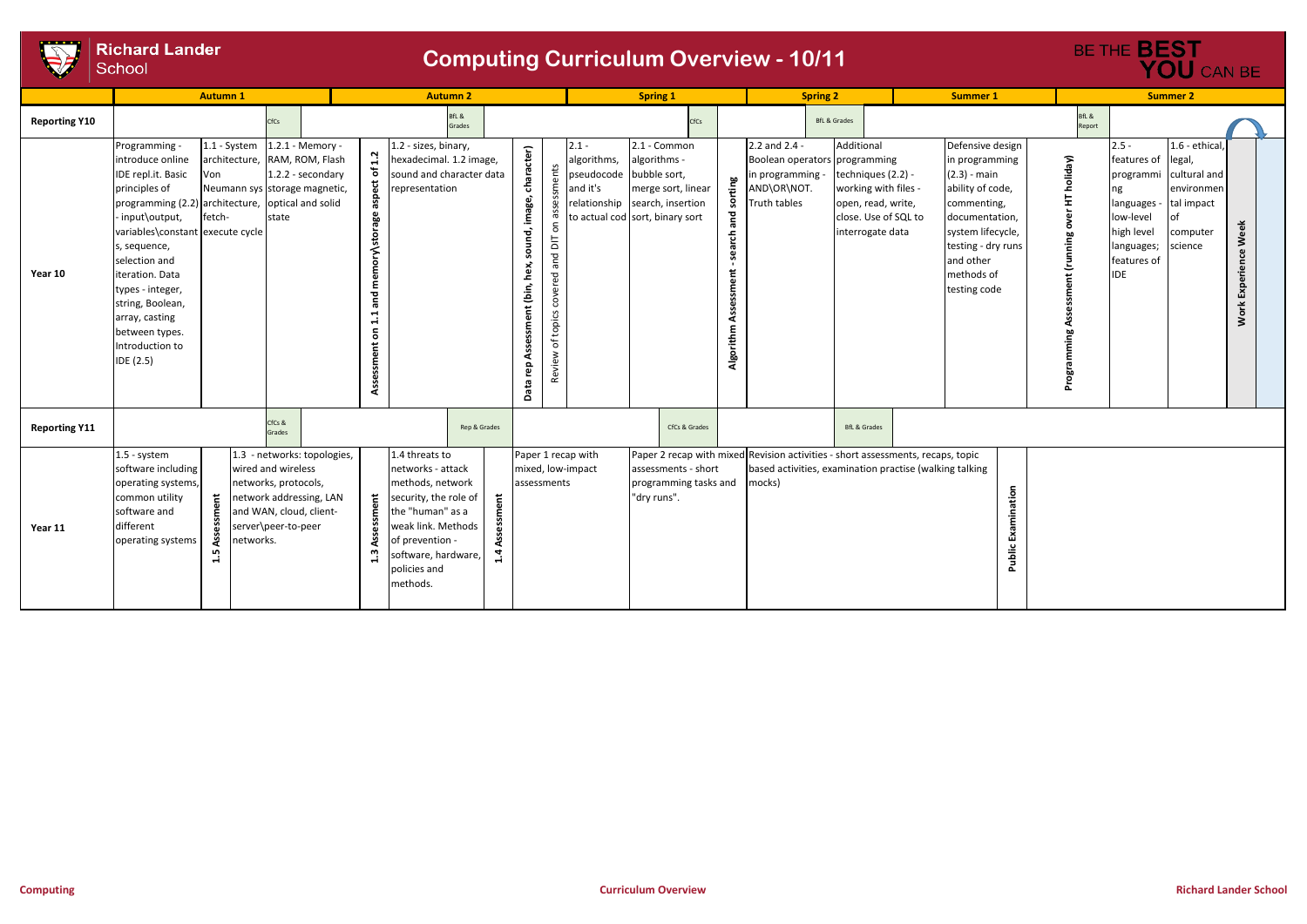# Richard Lander School

## Computing Curriculum Overview - 10/11

BE THE BEST YOU CAN BE

| | Autumn 1 | | | | Autumn 2 | | | | | Spring 1 | | | Spring 2 | | Summer 1 | | Summer 2 | | |
|---|---|---|---|---|---|---|---|---|---|---|---|---|---|---|---|---|---|---|---|
| **Reporting Y10** | | | CfCs | | | BfL & Grades | | | | | CfCs | | | BfL & Grades | | BfL & Report | | | |
| **Year 10** | Programming - introduce online IDE repl.it. Basic principles of programming (2.2) - input\output, variables\constants, sequence, selection and iteration. Data types - integer, string, Boolean, array, casting between types. Introduction to IDE (2.5) | 1.1 - System architecture, Von Neumann sys architecture, fetch-execute cycle | 1.2.1 - Memory - RAM, ROM, Flash 1.2.2 - secondary storage magnetic, optical and solid state | Assessment on 1.1 and memory\storage aspect of 1.2 | 1.2 - sizes, binary, hexadecimal. 1.2 image, sound and character data representation | | Data rep Assessment (bin, hex, sound, image, character) | Review of topics covered and DIT on assessments | 2.1 - algorithms, pseudocode and it's relationship to actual code | 2.1 - Common algorithms - bubble sort, merge sort, linear search, insertion sort, binary sort | Algorithm Assessment - search and sorting | 2.2 and 2.4 - Boolean operators in programming - AND\OR\NOT. Truth tables | Additional programming techniques (2.2) - working with files - open, read, write, close. Use of SQL to interrogate data | Defensive design in programming (2.3) - main ability of code, commenting, documentation, system lifecycle, testing - dry runs and other methods of testing code | Programming Assessment (running over HT holiday) | 2.5 - features of programming languages - low-level high level languages; features of IDE | 1.6 - ethical, legal, cultural and environmental impact of computer science | Work Experience Week |
| **Reporting Y11** | | | CfCs & Grades | | | Rep & Grades | | | | CfCs & Grades | | | | BfL & Grades | | | | | |
| **Year 11** | 1.5 - system software including operating systems, common utility software and different operating systems | 1.5 Assessment | 1.3 - networks: topologies, wired and wireless networks, protocols, network addressing, LAN and WAN, cloud, client-server\peer-to-peer networks. | 1.3 Assessment | 1.4 threats to networks - attack methods, network security, the role of the "human" as a weak link. Methods of prevention - software, hardware, policies and methods. | 1.4 Assessment | Paper 1 recap with mixed, low-impact assessments | | | Paper 2 recap with mixed assessments - short programming tasks and "dry runs". | | | Revision activities - short assessments, recaps, topic based activities, examination practise (walking talking mocks) | | | Public Examination | | | |

Computing | Curriculum Overview | Richard Lander School